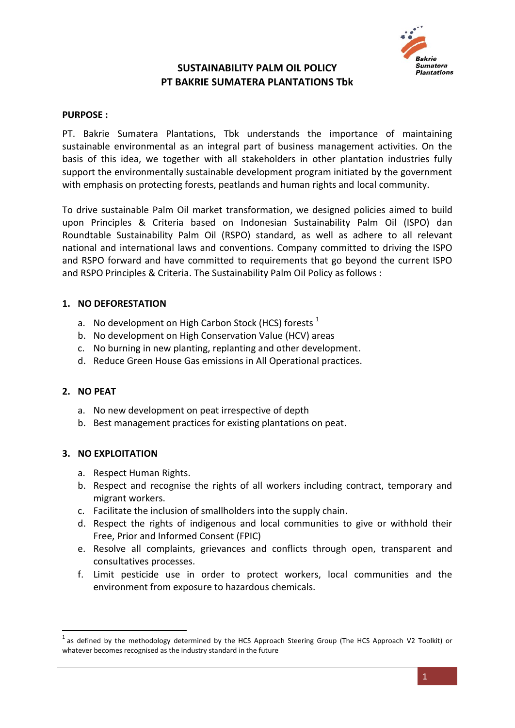# SUSTAINABILITY PALM OIL POLICY
# PT BAKRIE SUMATERA PLANTATIONS Tbk

**PURPOSE :**

PT. Bakrie Sumatera Plantations, Tbk understands the importance of maintaining sustainable environmental as an integral part of business management activities. On the basis of this idea, we together with all stakeholders in other plantation industries fully support the environmentally sustainable development program initiated by the government with emphasis on protecting forests, peatlands and human rights and local community.

To drive sustainable Palm Oil market transformation, we designed policies aimed to build upon Principles & Criteria based on Indonesian Sustainability Palm Oil (ISPO) dan Roundtable Sustainability Palm Oil (RSPO) standard, as well as adhere to all relevant national and international laws and conventions. Company committed to driving the ISPO and RSPO forward and have committed to requirements that go beyond the current ISPO and RSPO Principles & Criteria. The Sustainability Palm Oil Policy as follows :

## 1. NO DEFORESTATION

a. No development on High Carbon Stock (HCS) forests [1]
b. No development on High Conservation Value (HCV) areas
c. No burning in new planting, replanting and other development.
d. Reduce Green House Gas emissions in All Operational practices.

## 2. NO PEAT

a. No new development on peat irrespective of depth
b. Best management practices for existing plantations on peat.

## 3. NO EXPLOITATION

a. Respect Human Rights.
b. Respect and recognise the rights of all workers including contract, temporary and migrant workers.
c. Facilitate the inclusion of smallholders into the supply chain.
d. Respect the rights of indigenous and local communities to give or withhold their Free, Prior and Informed Consent (FPIC)
e. Resolve all complaints, grievances and conflicts through open, transparent and consultatives processes.
f. Limit pesticide use in order to protect workers, local communities and the environment from exposure to hazardous chemicals.

---

[1] as defined by the methodology determined by the HCS Approach Steering Group (The HCS Approach V2 Toolkit) or whatever becomes recognised as the industry standard in the future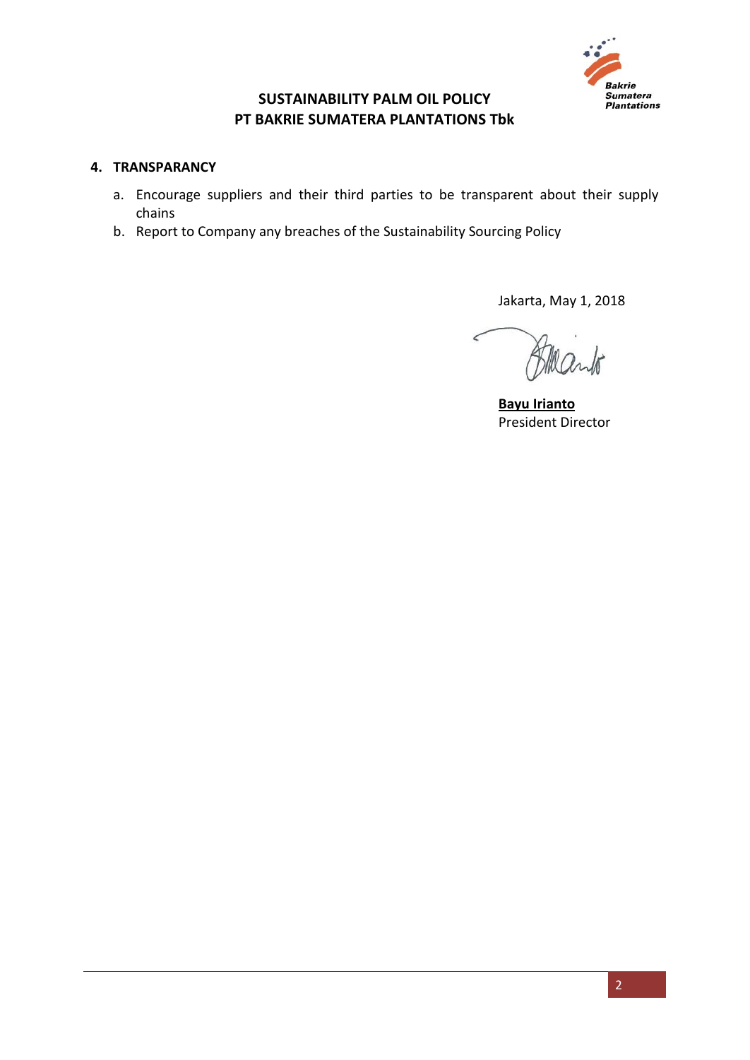**SUSTAINABILITY PALM OIL POLICY**
**PT BAKRIE SUMATERA PLANTATIONS Tbk**

## 4. TRANSPARANCY

a. Encourage suppliers and their third parties to be transparent about their supply chains
b. Report to Company any breaches of the Sustainability Sourcing Policy

Jakarta, May 1, 2018

**Bayu Irianto**
President Director